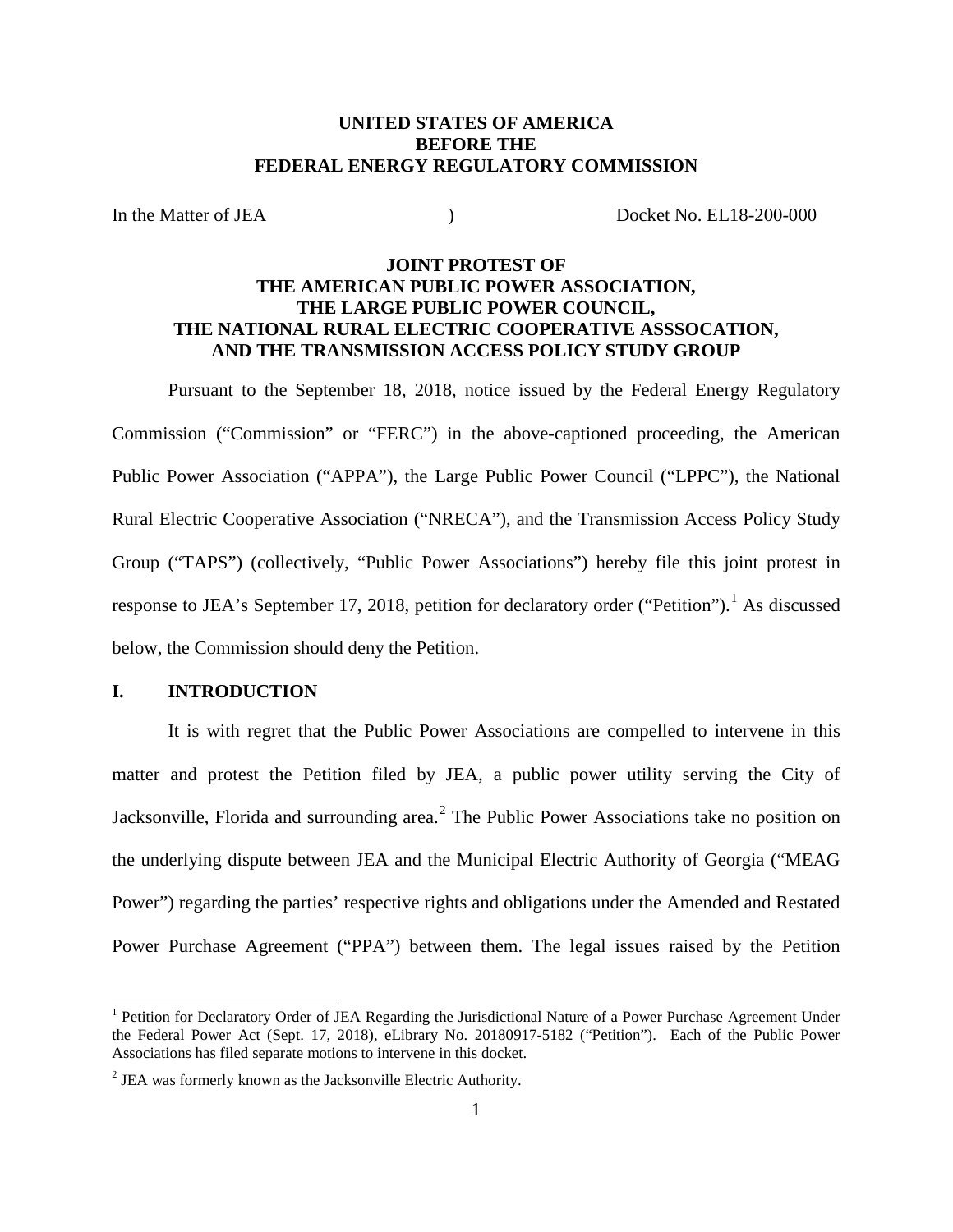**UNITED STATES OF AMERICA**
**BEFORE THE**
**FEDERAL ENERGY REGULATORY COMMISSION**

In the Matter of JEA ) Docket No. EL18-200-000

**JOINT PROTEST OF**
**THE AMERICAN PUBLIC POWER ASSOCIATION,**
**THE LARGE PUBLIC POWER COUNCIL,**
**THE NATIONAL RURAL ELECTRIC COOPERATIVE ASSSOCATION,**
**AND THE TRANSMISSION ACCESS POLICY STUDY GROUP**

Pursuant to the September 18, 2018, notice issued by the Federal Energy Regulatory Commission ("Commission" or "FERC") in the above-captioned proceeding, the American Public Power Association ("APPA"), the Large Public Power Council ("LPPC"), the National Rural Electric Cooperative Association ("NRECA"), and the Transmission Access Policy Study Group ("TAPS") (collectively, "Public Power Associations") hereby file this joint protest in response to JEA's September 17, 2018, petition for declaratory order ("Petition").[1] As discussed below, the Commission should deny the Petition.

## I. INTRODUCTION

It is with regret that the Public Power Associations are compelled to intervene in this matter and protest the Petition filed by JEA, a public power utility serving the City of Jacksonville, Florida and surrounding area.[2] The Public Power Associations take no position on the underlying dispute between JEA and the Municipal Electric Authority of Georgia ("MEAG Power") regarding the parties' respective rights and obligations under the Amended and Restated Power Purchase Agreement ("PPA") between them. The legal issues raised by the Petition

---

[1] Petition for Declaratory Order of JEA Regarding the Jurisdictional Nature of a Power Purchase Agreement Under the Federal Power Act (Sept. 17, 2018), eLibrary No. 20180917-5182 ("Petition"). Each of the Public Power Associations has filed separate motions to intervene in this docket.

[2] JEA was formerly known as the Jacksonville Electric Authority.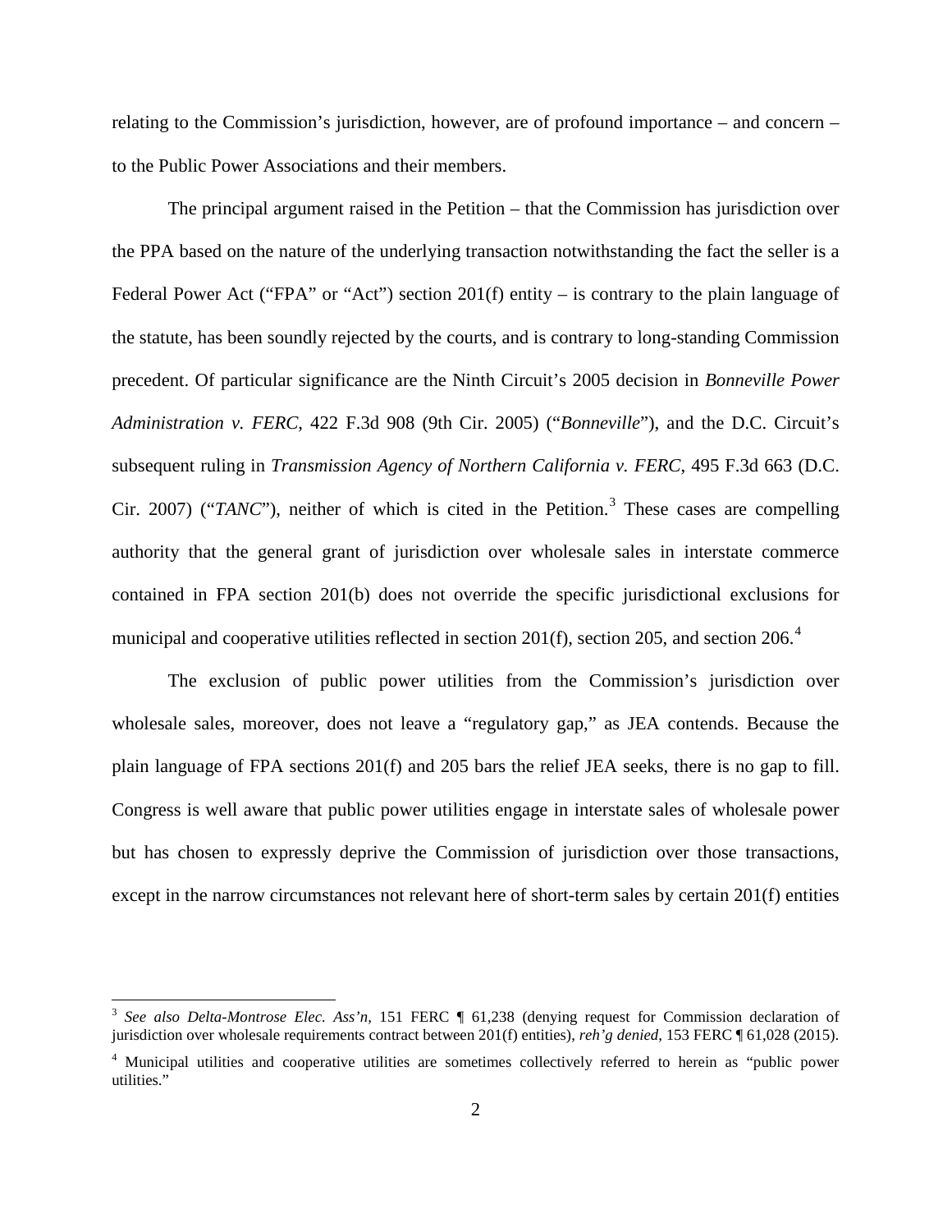relating to the Commission's jurisdiction, however, are of profound importance – and concern – to the Public Power Associations and their members.

The principal argument raised in the Petition – that the Commission has jurisdiction over the PPA based on the nature of the underlying transaction notwithstanding the fact the seller is a Federal Power Act ("FPA" or "Act") section 201(f) entity – is contrary to the plain language of the statute, has been soundly rejected by the courts, and is contrary to long-standing Commission precedent. Of particular significance are the Ninth Circuit's 2005 decision in *Bonneville Power Administration v. FERC*, 422 F.3d 908 (9th Cir. 2005) ("*Bonneville*"), and the D.C. Circuit's subsequent ruling in *Transmission Agency of Northern California v. FERC*, 495 F.3d 663 (D.C. Cir. 2007) ("*TANC*"), neither of which is cited in the Petition.[3] These cases are compelling authority that the general grant of jurisdiction over wholesale sales in interstate commerce contained in FPA section 201(b) does not override the specific jurisdictional exclusions for municipal and cooperative utilities reflected in section 201(f), section 205, and section 206.[4]

The exclusion of public power utilities from the Commission's jurisdiction over wholesale sales, moreover, does not leave a "regulatory gap," as JEA contends. Because the plain language of FPA sections 201(f) and 205 bars the relief JEA seeks, there is no gap to fill. Congress is well aware that public power utilities engage in interstate sales of wholesale power but has chosen to expressly deprive the Commission of jurisdiction over those transactions, except in the narrow circumstances not relevant here of short-term sales by certain 201(f) entities

---

[3] *See also Delta-Montrose Elec. Ass'n*, 151 FERC ¶ 61,238 (denying request for Commission declaration of jurisdiction over wholesale requirements contract between 201(f) entities), *reh'g denied*, 153 FERC ¶ 61,028 (2015).

[4] Municipal utilities and cooperative utilities are sometimes collectively referred to herein as "public power utilities."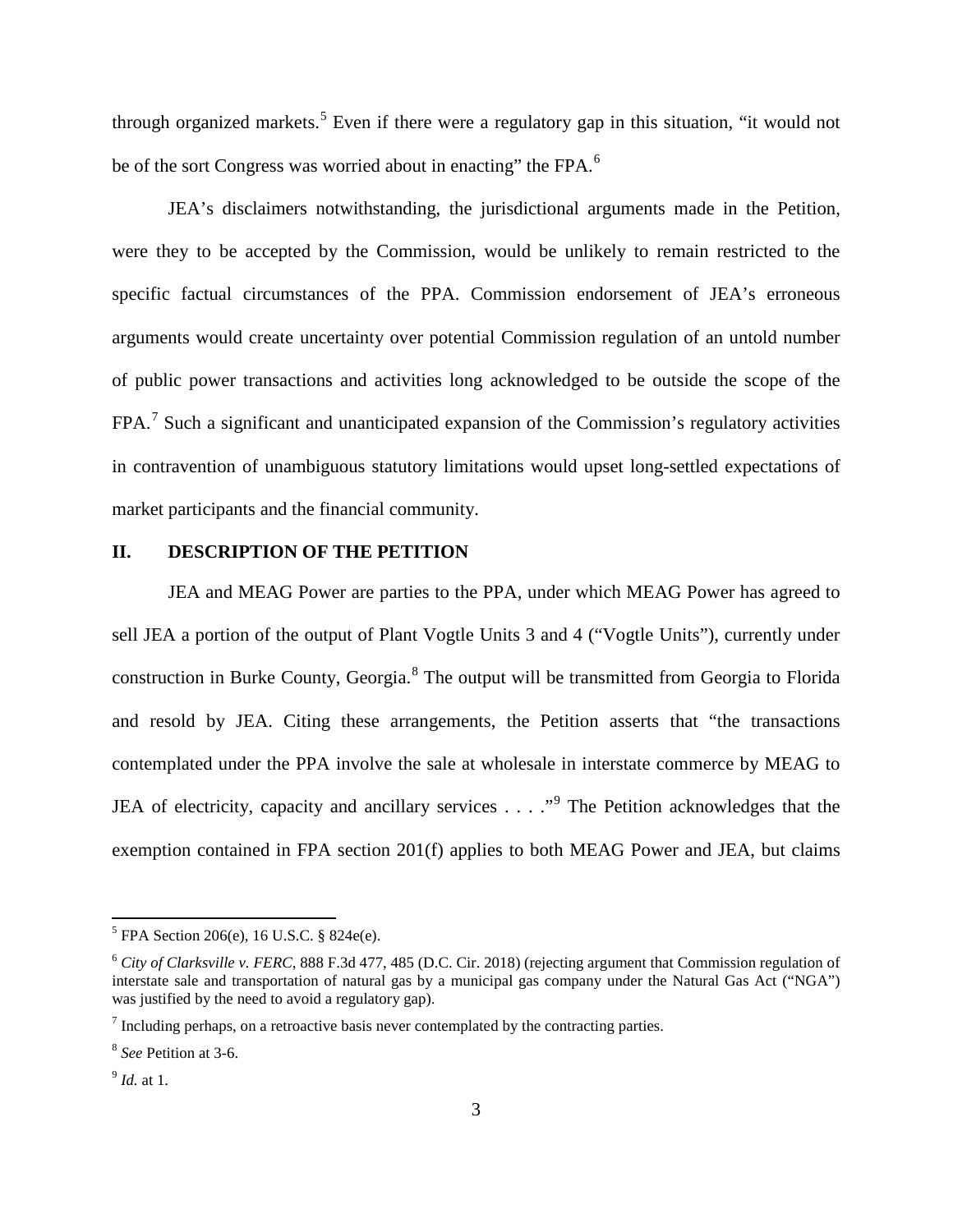through organized markets.[5] Even if there were a regulatory gap in this situation, "it would not be of the sort Congress was worried about in enacting" the FPA.[6]

JEA's disclaimers notwithstanding, the jurisdictional arguments made in the Petition, were they to be accepted by the Commission, would be unlikely to remain restricted to the specific factual circumstances of the PPA. Commission endorsement of JEA's erroneous arguments would create uncertainty over potential Commission regulation of an untold number of public power transactions and activities long acknowledged to be outside the scope of the FPA.[7] Such a significant and unanticipated expansion of the Commission's regulatory activities in contravention of unambiguous statutory limitations would upset long-settled expectations of market participants and the financial community.

## II. DESCRIPTION OF THE PETITION

JEA and MEAG Power are parties to the PPA, under which MEAG Power has agreed to sell JEA a portion of the output of Plant Vogtle Units 3 and 4 ("Vogtle Units"), currently under construction in Burke County, Georgia.[8] The output will be transmitted from Georgia to Florida and resold by JEA. Citing these arrangements, the Petition asserts that "the transactions contemplated under the PPA involve the sale at wholesale in interstate commerce by MEAG to JEA of electricity, capacity and ancillary services . . . ."[9] The Petition acknowledges that the exemption contained in FPA section 201(f) applies to both MEAG Power and JEA, but claims

---

[5] FPA Section 206(e), 16 U.S.C. § 824e(e).

[6] *City of Clarksville v. FERC*, 888 F.3d 477, 485 (D.C. Cir. 2018) (rejecting argument that Commission regulation of interstate sale and transportation of natural gas by a municipal gas company under the Natural Gas Act ("NGA") was justified by the need to avoid a regulatory gap).

[7] Including perhaps, on a retroactive basis never contemplated by the contracting parties.

[8] *See* Petition at 3-6.

[9] *Id.* at 1.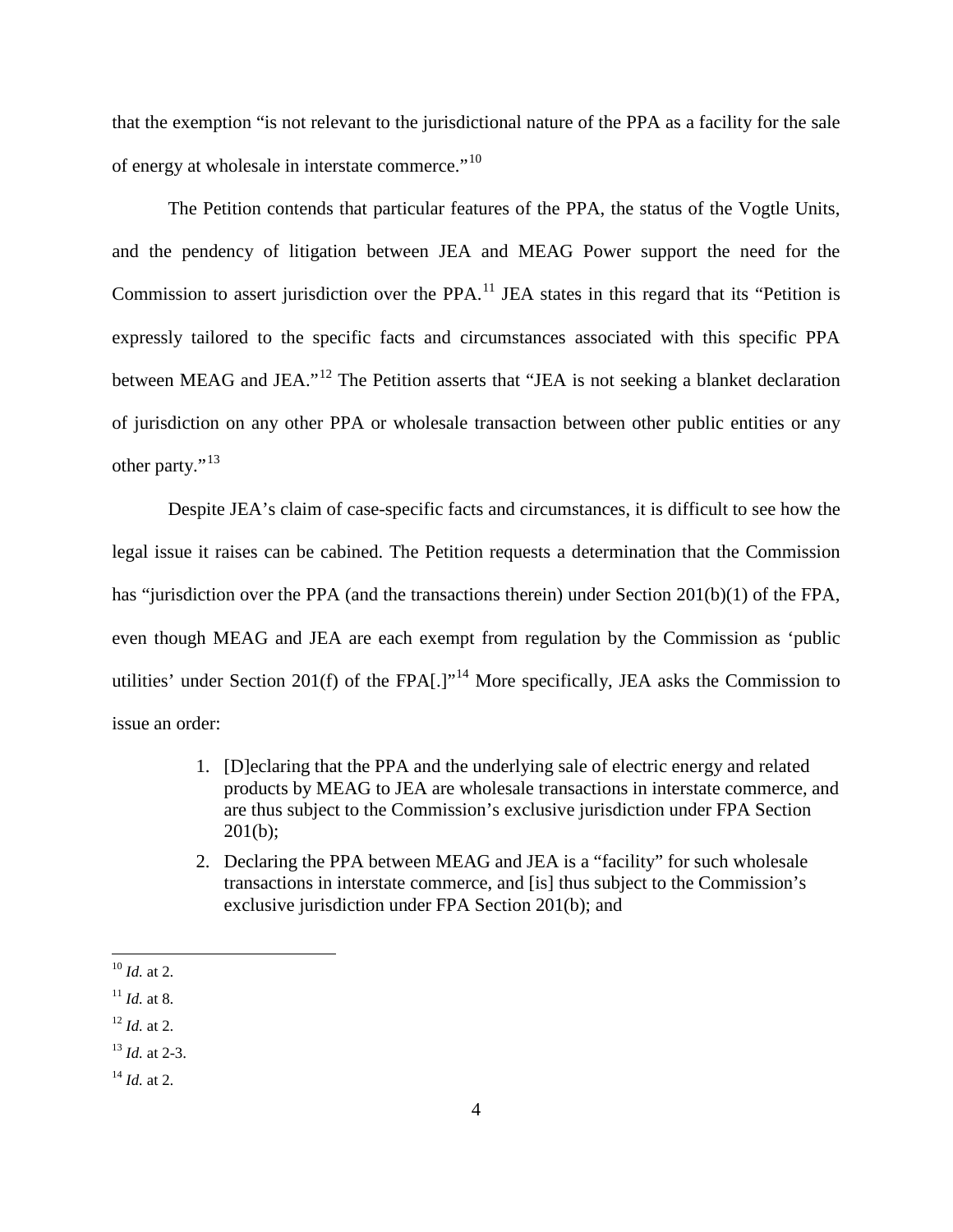that the exemption "is not relevant to the jurisdictional nature of the PPA as a facility for the sale of energy at wholesale in interstate commerce."[10]

The Petition contends that particular features of the PPA, the status of the Vogtle Units, and the pendency of litigation between JEA and MEAG Power support the need for the Commission to assert jurisdiction over the PPA.[11] JEA states in this regard that its "Petition is expressly tailored to the specific facts and circumstances associated with this specific PPA between MEAG and JEA."[12] The Petition asserts that "JEA is not seeking a blanket declaration of jurisdiction on any other PPA or wholesale transaction between other public entities or any other party."[13]

Despite JEA's claim of case-specific facts and circumstances, it is difficult to see how the legal issue it raises can be cabined. The Petition requests a determination that the Commission has "jurisdiction over the PPA (and the transactions therein) under Section 201(b)(1) of the FPA, even though MEAG and JEA are each exempt from regulation by the Commission as 'public utilities' under Section 201(f) of the FPA[.]"[14] More specifically, JEA asks the Commission to issue an order:

> 1. [D]eclaring that the PPA and the underlying sale of electric energy and related products by MEAG to JEA are wholesale transactions in interstate commerce, and are thus subject to the Commission's exclusive jurisdiction under FPA Section 201(b);
> 2. Declaring the PPA between MEAG and JEA is a "facility" for such wholesale transactions in interstate commerce, and [is] thus subject to the Commission's exclusive jurisdiction under FPA Section 201(b); and

---

[10] *Id.* at 2.

[11] *Id.* at 8.

[12] *Id.* at 2.

[13] *Id.* at 2-3.

[14] *Id.* at 2.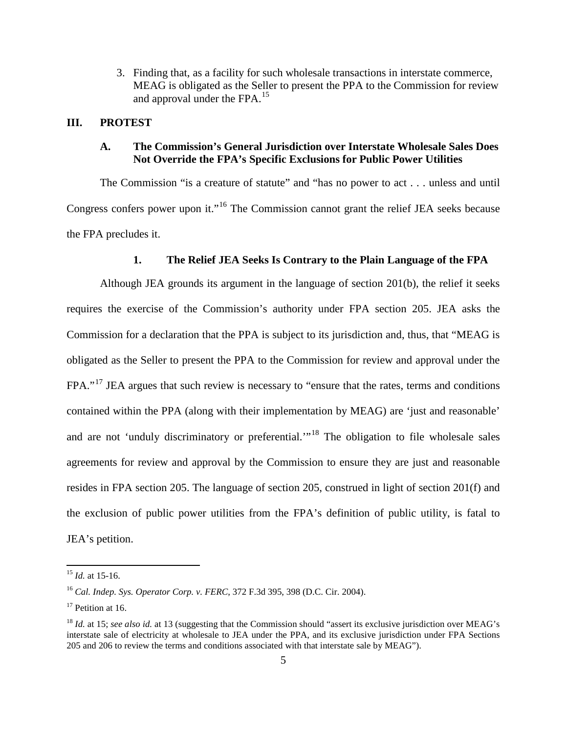3. Finding that, as a facility for such wholesale transactions in interstate commerce, MEAG is obligated as the Seller to present the PPA to the Commission for review and approval under the FPA.[15]

## III. PROTEST

### A. The Commission's General Jurisdiction over Interstate Wholesale Sales Does Not Override the FPA's Specific Exclusions for Public Power Utilities

The Commission "is a creature of statute" and "has no power to act . . . unless and until Congress confers power upon it."[16] The Commission cannot grant the relief JEA seeks because the FPA precludes it.

#### 1. The Relief JEA Seeks Is Contrary to the Plain Language of the FPA

Although JEA grounds its argument in the language of section 201(b), the relief it seeks requires the exercise of the Commission's authority under FPA section 205. JEA asks the Commission for a declaration that the PPA is subject to its jurisdiction and, thus, that "MEAG is obligated as the Seller to present the PPA to the Commission for review and approval under the FPA."[17] JEA argues that such review is necessary to "ensure that the rates, terms and conditions contained within the PPA (along with their implementation by MEAG) are 'just and reasonable' and are not 'unduly discriminatory or preferential.'"[18] The obligation to file wholesale sales agreements for review and approval by the Commission to ensure they are just and reasonable resides in FPA section 205. The language of section 205, construed in light of section 201(f) and the exclusion of public power utilities from the FPA's definition of public utility, is fatal to JEA's petition.

---

[15] *Id.* at 15-16.

[16] *Cal. Indep. Sys. Operator Corp. v. FERC*, 372 F.3d 395, 398 (D.C. Cir. 2004).

[17] Petition at 16.

[18] *Id.* at 15; *see also id.* at 13 (suggesting that the Commission should "assert its exclusive jurisdiction over MEAG's interstate sale of electricity at wholesale to JEA under the PPA, and its exclusive jurisdiction under FPA Sections 205 and 206 to review the terms and conditions associated with that interstate sale by MEAG").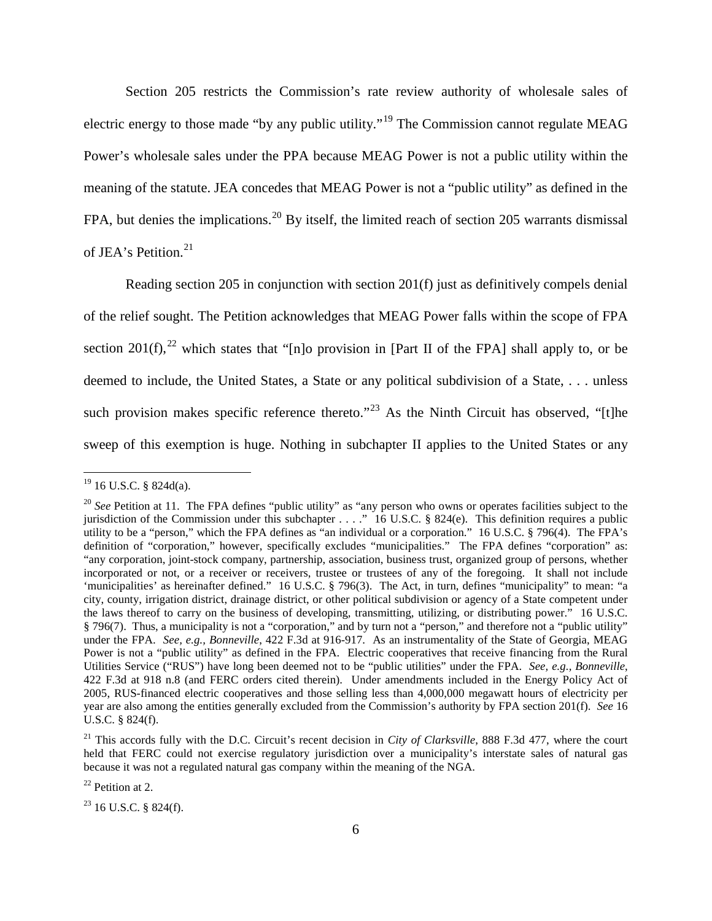Section 205 restricts the Commission's rate review authority of wholesale sales of electric energy to those made "by any public utility."[19] The Commission cannot regulate MEAG Power's wholesale sales under the PPA because MEAG Power is not a public utility within the meaning of the statute. JEA concedes that MEAG Power is not a "public utility" as defined in the FPA, but denies the implications.[20] By itself, the limited reach of section 205 warrants dismissal of JEA's Petition.[21]

Reading section 205 in conjunction with section 201(f) just as definitively compels denial of the relief sought. The Petition acknowledges that MEAG Power falls within the scope of FPA section 201(f),[22] which states that "[n]o provision in [Part II of the FPA] shall apply to, or be deemed to include, the United States, a State or any political subdivision of a State, . . . unless such provision makes specific reference thereto."[23] As the Ninth Circuit has observed, "[t]he sweep of this exemption is huge. Nothing in subchapter II applies to the United States or any

---

[19] 16 U.S.C. § 824d(a).

[20] *See* Petition at 11. The FPA defines "public utility" as "any person who owns or operates facilities subject to the jurisdiction of the Commission under this subchapter . . . ." 16 U.S.C. § 824(e). This definition requires a public utility to be a "person," which the FPA defines as "an individual or a corporation." 16 U.S.C. § 796(4). The FPA's definition of "corporation," however, specifically excludes "municipalities." The FPA defines "corporation" as: "any corporation, joint-stock company, partnership, association, business trust, organized group of persons, whether incorporated or not, or a receiver or receivers, trustee or trustees of any of the foregoing. It shall not include 'municipalities' as hereinafter defined." 16 U.S.C. § 796(3). The Act, in turn, defines "municipality" to mean: "a city, county, irrigation district, drainage district, or other political subdivision or agency of a State competent under the laws thereof to carry on the business of developing, transmitting, utilizing, or distributing power." 16 U.S.C. § 796(7). Thus, a municipality is not a "corporation," and by turn not a "person," and therefore not a "public utility" under the FPA. *See, e.g., Bonneville*, 422 F.3d at 916-917. As an instrumentality of the State of Georgia, MEAG Power is not a "public utility" as defined in the FPA. Electric cooperatives that receive financing from the Rural Utilities Service ("RUS") have long been deemed not to be "public utilities" under the FPA. *See, e.g., Bonneville*, 422 F.3d at 918 n.8 (and FERC orders cited therein). Under amendments included in the Energy Policy Act of 2005, RUS-financed electric cooperatives and those selling less than 4,000,000 megawatt hours of electricity per year are also among the entities generally excluded from the Commission's authority by FPA section 201(f). *See* 16 U.S.C. § 824(f).

[21] This accords fully with the D.C. Circuit's recent decision in *City of Clarksville*, 888 F.3d 477, where the court held that FERC could not exercise regulatory jurisdiction over a municipality's interstate sales of natural gas because it was not a regulated natural gas company within the meaning of the NGA.

[22] Petition at 2.

[23] 16 U.S.C. § 824(f).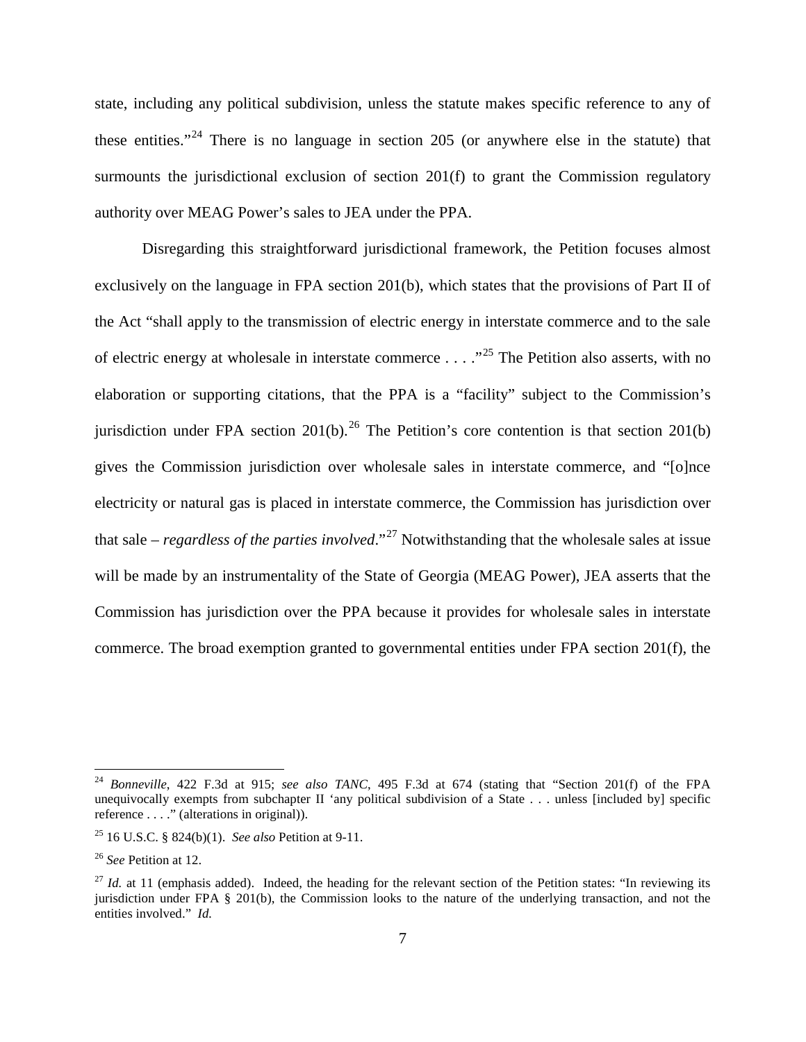state, including any political subdivision, unless the statute makes specific reference to any of these entities."[24] There is no language in section 205 (or anywhere else in the statute) that surmounts the jurisdictional exclusion of section 201(f) to grant the Commission regulatory authority over MEAG Power's sales to JEA under the PPA.

Disregarding this straightforward jurisdictional framework, the Petition focuses almost exclusively on the language in FPA section 201(b), which states that the provisions of Part II of the Act "shall apply to the transmission of electric energy in interstate commerce and to the sale of electric energy at wholesale in interstate commerce . . . ."[25] The Petition also asserts, with no elaboration or supporting citations, that the PPA is a "facility" subject to the Commission's jurisdiction under FPA section 201(b).[26] The Petition's core contention is that section 201(b) gives the Commission jurisdiction over wholesale sales in interstate commerce, and "[o]nce electricity or natural gas is placed in interstate commerce, the Commission has jurisdiction over that sale – *regardless of the parties involved*."[27] Notwithstanding that the wholesale sales at issue will be made by an instrumentality of the State of Georgia (MEAG Power), JEA asserts that the Commission has jurisdiction over the PPA because it provides for wholesale sales in interstate commerce. The broad exemption granted to governmental entities under FPA section 201(f), the

---

[24] *Bonneville*, 422 F.3d at 915; *see also TANC*, 495 F.3d at 674 (stating that "Section 201(f) of the FPA unequivocally exempts from subchapter II 'any political subdivision of a State . . . unless [included by] specific reference . . . .' (alterations in original)).

[25] 16 U.S.C. § 824(b)(1). *See also* Petition at 9-11.

[26] *See* Petition at 12.

[27] *Id.* at 11 (emphasis added). Indeed, the heading for the relevant section of the Petition states: "In reviewing its jurisdiction under FPA § 201(b), the Commission looks to the nature of the underlying transaction, and not the entities involved." *Id.*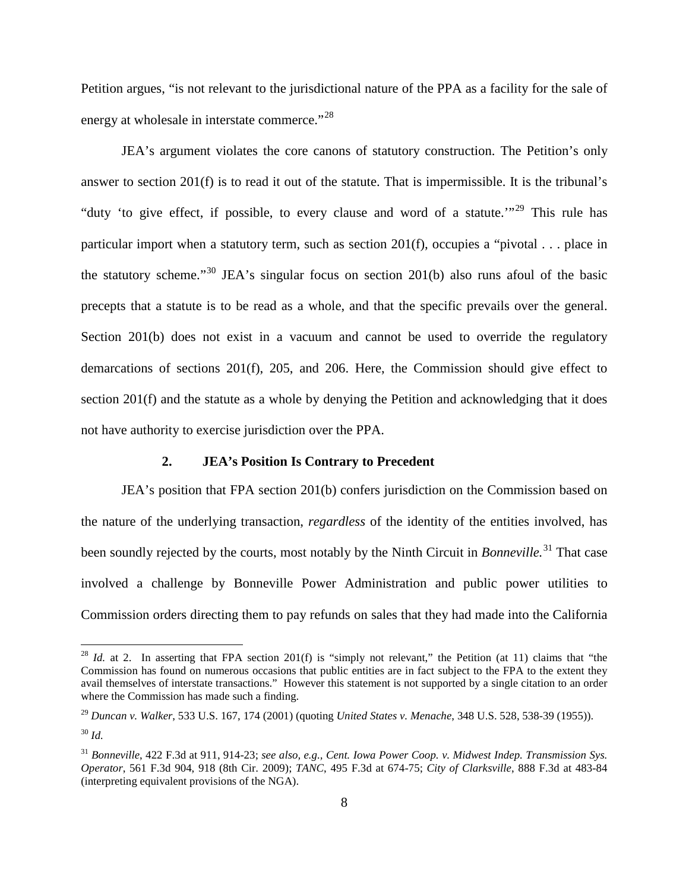Petition argues, "is not relevant to the jurisdictional nature of the PPA as a facility for the sale of energy at wholesale in interstate commerce."[28]

JEA's argument violates the core canons of statutory construction. The Petition's only answer to section 201(f) is to read it out of the statute. That is impermissible. It is the tribunal's "duty 'to give effect, if possible, to every clause and word of a statute.'"[29] This rule has particular import when a statutory term, such as section 201(f), occupies a "pivotal . . . place in the statutory scheme."[30] JEA's singular focus on section 201(b) also runs afoul of the basic precepts that a statute is to be read as a whole, and that the specific prevails over the general. Section 201(b) does not exist in a vacuum and cannot be used to override the regulatory demarcations of sections 201(f), 205, and 206. Here, the Commission should give effect to section 201(f) and the statute as a whole by denying the Petition and acknowledging that it does not have authority to exercise jurisdiction over the PPA.

### 2. JEA's Position Is Contrary to Precedent

JEA's position that FPA section 201(b) confers jurisdiction on the Commission based on the nature of the underlying transaction, *regardless* of the identity of the entities involved, has been soundly rejected by the courts, most notably by the Ninth Circuit in *Bonneville.*[31] That case involved a challenge by Bonneville Power Administration and public power utilities to Commission orders directing them to pay refunds on sales that they had made into the California

---

[28] *Id.* at 2. In asserting that FPA section 201(f) is "simply not relevant," the Petition (at 11) claims that "the Commission has found on numerous occasions that public entities are in fact subject to the FPA to the extent they avail themselves of interstate transactions." However this statement is not supported by a single citation to an order where the Commission has made such a finding.

[29] *Duncan v. Walker*, 533 U.S. 167, 174 (2001) (quoting *United States v. Menache*, 348 U.S. 528, 538-39 (1955)).

[30] *Id.*

[31] *Bonneville*, 422 F.3d at 911, 914-23; *see also, e.g., Cent. Iowa Power Coop. v. Midwest Indep. Transmission Sys. Operator*, 561 F.3d 904, 918 (8th Cir. 2009); *TANC*, 495 F.3d at 674-75; *City of Clarksville*, 888 F.3d at 483-84 (interpreting equivalent provisions of the NGA).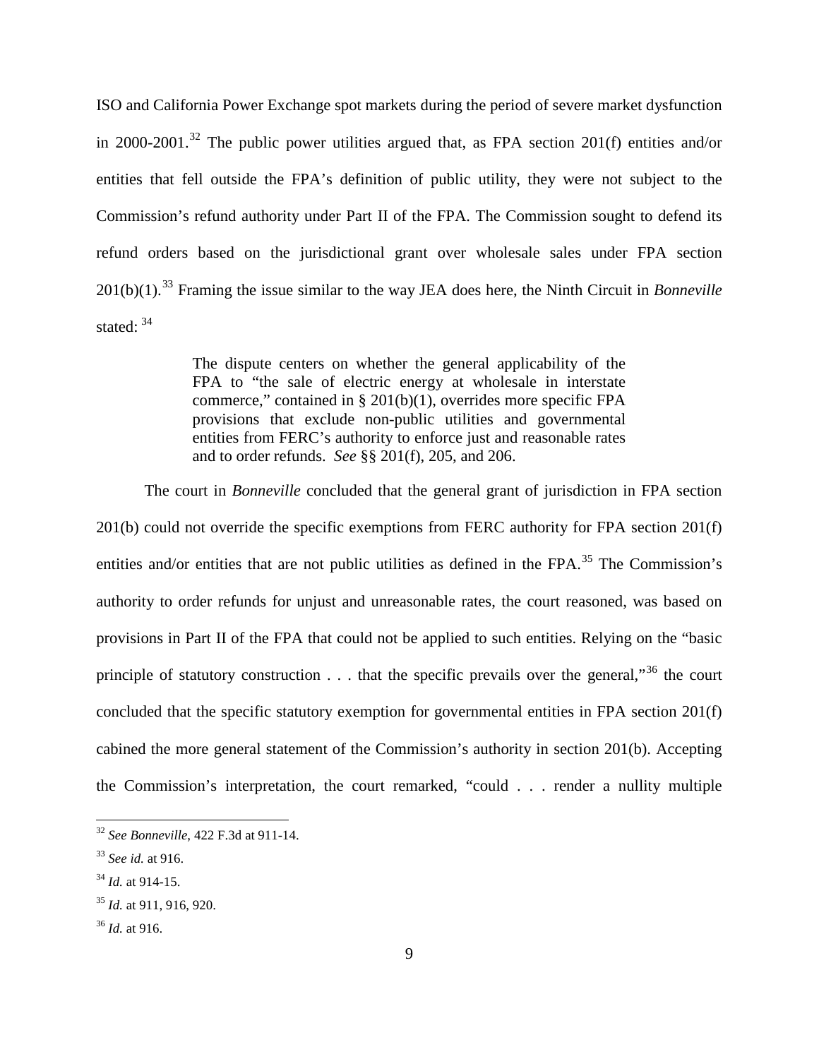ISO and California Power Exchange spot markets during the period of severe market dysfunction in 2000-2001.[32] The public power utilities argued that, as FPA section 201(f) entities and/or entities that fell outside the FPA's definition of public utility, they were not subject to the Commission's refund authority under Part II of the FPA. The Commission sought to defend its refund orders based on the jurisdictional grant over wholesale sales under FPA section 201(b)(1).[33] Framing the issue similar to the way JEA does here, the Ninth Circuit in *Bonneville* stated: [34]

> The dispute centers on whether the general applicability of the FPA to "the sale of electric energy at wholesale in interstate commerce," contained in § 201(b)(1), overrides more specific FPA provisions that exclude non-public utilities and governmental entities from FERC's authority to enforce just and reasonable rates and to order refunds. *See* §§ 201(f), 205, and 206.

The court in *Bonneville* concluded that the general grant of jurisdiction in FPA section 201(b) could not override the specific exemptions from FERC authority for FPA section 201(f) entities and/or entities that are not public utilities as defined in the FPA.[35] The Commission's authority to order refunds for unjust and unreasonable rates, the court reasoned, was based on provisions in Part II of the FPA that could not be applied to such entities. Relying on the "basic principle of statutory construction . . . that the specific prevails over the general,"[36] the court concluded that the specific statutory exemption for governmental entities in FPA section 201(f) cabined the more general statement of the Commission's authority in section 201(b). Accepting the Commission's interpretation, the court remarked, "could . . . render a nullity multiple

---

[32] *See Bonneville*, 422 F.3d at 911-14.

[33] *See id.* at 916.

[34] *Id.* at 914-15.

[35] *Id.* at 911, 916, 920.

[36] *Id.* at 916.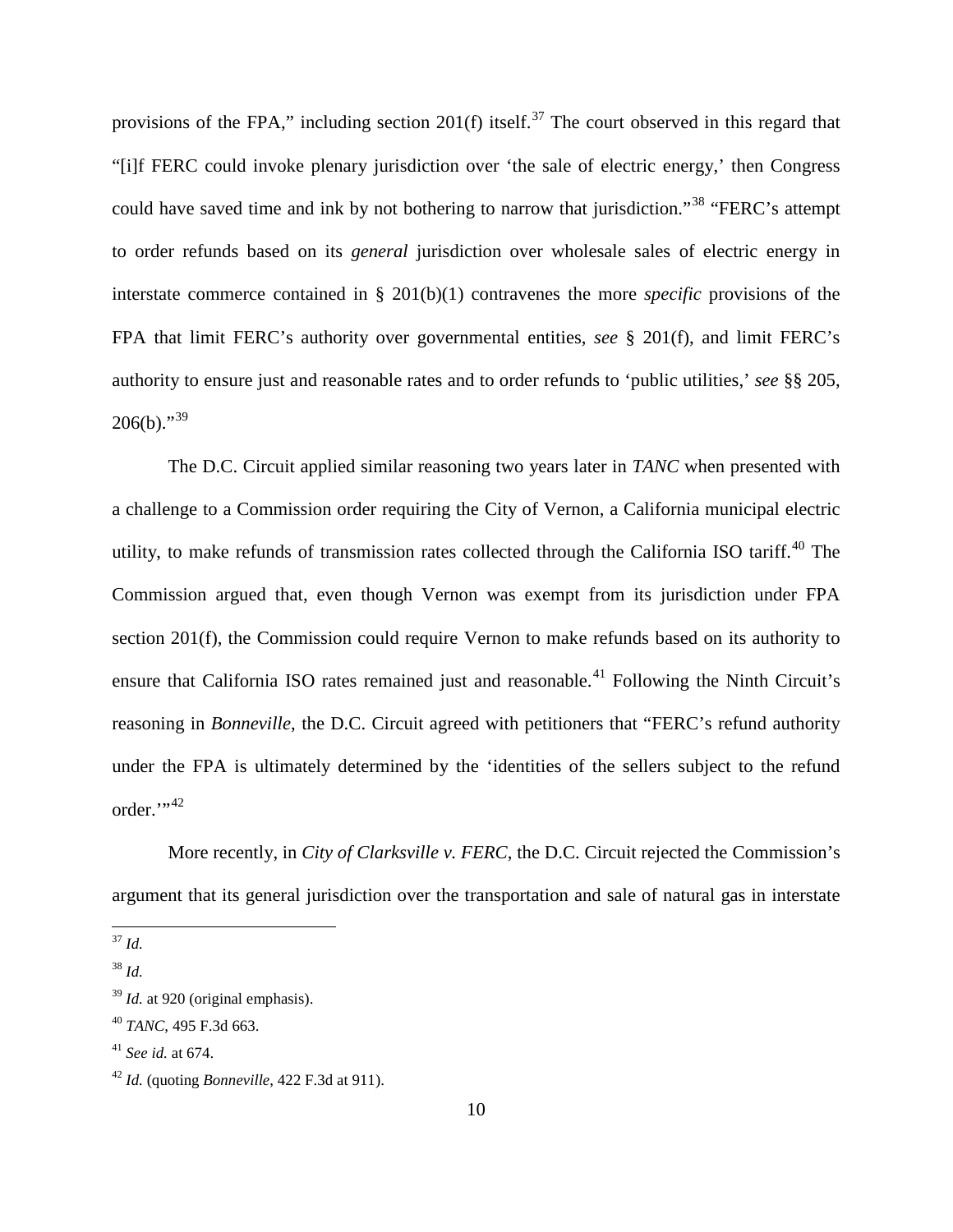provisions of the FPA," including section 201(f) itself.[37] The court observed in this regard that "[i]f FERC could invoke plenary jurisdiction over 'the sale of electric energy,' then Congress could have saved time and ink by not bothering to narrow that jurisdiction."[38] "FERC's attempt to order refunds based on its *general* jurisdiction over wholesale sales of electric energy in interstate commerce contained in § 201(b)(1) contravenes the more *specific* provisions of the FPA that limit FERC's authority over governmental entities, *see* § 201(f), and limit FERC's authority to ensure just and reasonable rates and to order refunds to 'public utilities,' *see* §§ 205, 206(b)."[39]

The D.C. Circuit applied similar reasoning two years later in *TANC* when presented with a challenge to a Commission order requiring the City of Vernon, a California municipal electric utility, to make refunds of transmission rates collected through the California ISO tariff.[40] The Commission argued that, even though Vernon was exempt from its jurisdiction under FPA section 201(f), the Commission could require Vernon to make refunds based on its authority to ensure that California ISO rates remained just and reasonable.[41] Following the Ninth Circuit's reasoning in *Bonneville*, the D.C. Circuit agreed with petitioners that "FERC's refund authority under the FPA is ultimately determined by the 'identities of the sellers subject to the refund order.'"[42]

More recently, in *City of Clarksville v. FERC*, the D.C. Circuit rejected the Commission's argument that its general jurisdiction over the transportation and sale of natural gas in interstate

---

[37] *Id.*

[38] *Id.*

[39] *Id.* at 920 (original emphasis).

[40] *TANC*, 495 F.3d 663.

[41] *See id.* at 674.

[42] *Id.* (quoting *Bonneville*, 422 F.3d at 911).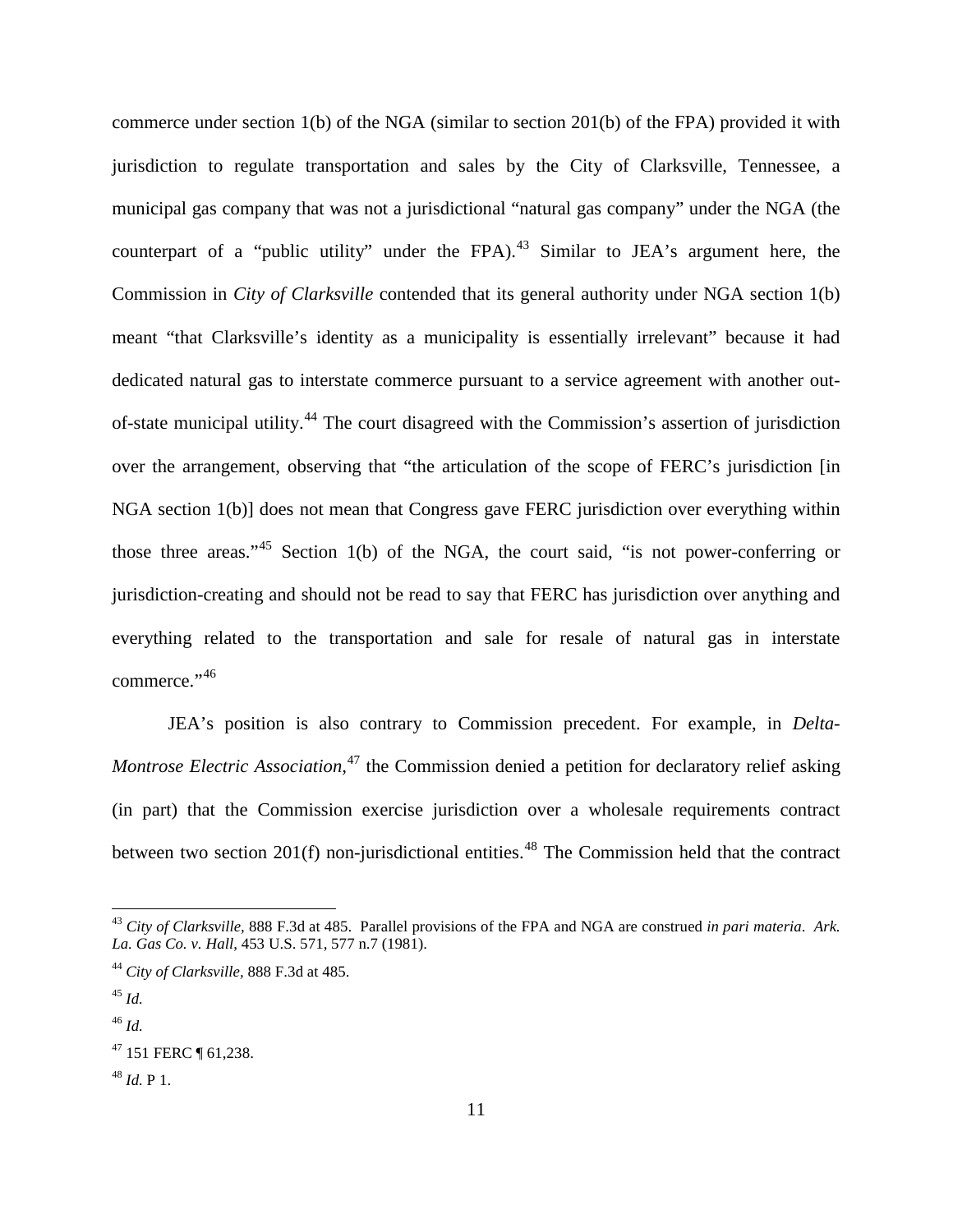commerce under section 1(b) of the NGA (similar to section 201(b) of the FPA) provided it with jurisdiction to regulate transportation and sales by the City of Clarksville, Tennessee, a municipal gas company that was not a jurisdictional "natural gas company" under the NGA (the counterpart of a "public utility" under the FPA).[43] Similar to JEA's argument here, the Commission in *City of Clarksville* contended that its general authority under NGA section 1(b) meant "that Clarksville's identity as a municipality is essentially irrelevant" because it had dedicated natural gas to interstate commerce pursuant to a service agreement with another out-of-state municipal utility.[44] The court disagreed with the Commission's assertion of jurisdiction over the arrangement, observing that "the articulation of the scope of FERC's jurisdiction [in NGA section 1(b)] does not mean that Congress gave FERC jurisdiction over everything within those three areas."[45] Section 1(b) of the NGA, the court said, "is not power-conferring or jurisdiction-creating and should not be read to say that FERC has jurisdiction over anything and everything related to the transportation and sale for resale of natural gas in interstate commerce."[46]

JEA's position is also contrary to Commission precedent. For example, in *Delta-Montrose Electric Association*,[47] the Commission denied a petition for declaratory relief asking (in part) that the Commission exercise jurisdiction over a wholesale requirements contract between two section 201(f) non-jurisdictional entities.[48] The Commission held that the contract

---

[43] *City of Clarksville*, 888 F.3d at 485. Parallel provisions of the FPA and NGA are construed *in pari materia*. *Ark. La. Gas Co. v. Hall*, 453 U.S. 571, 577 n.7 (1981).

[44] *City of Clarksville*, 888 F.3d at 485.

[45] *Id.*

[46] *Id.*

[47] 151 FERC ¶ 61,238.

[48] *Id.* P 1.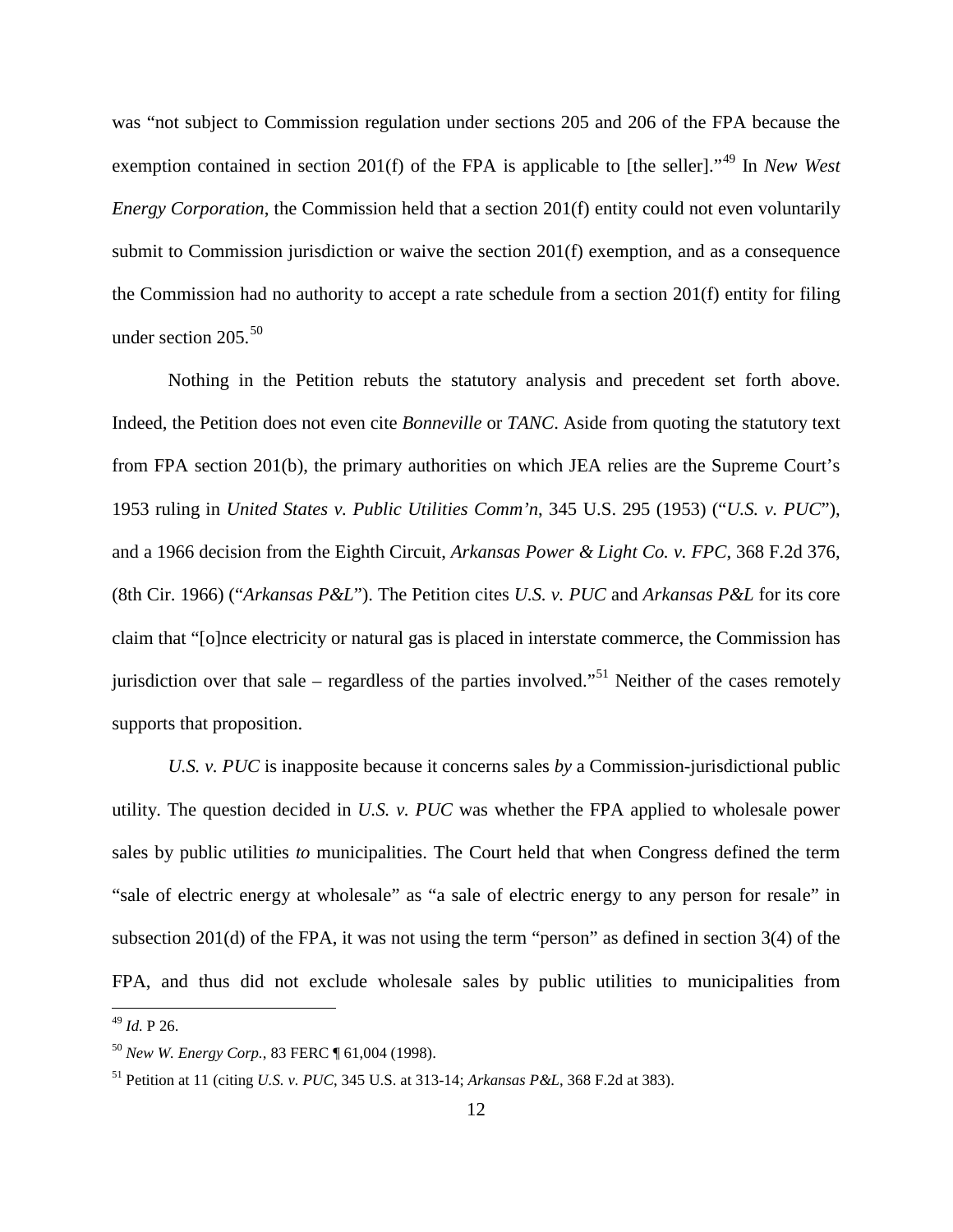was "not subject to Commission regulation under sections 205 and 206 of the FPA because the exemption contained in section 201(f) of the FPA is applicable to [the seller]."[49] In *New West Energy Corporation*, the Commission held that a section 201(f) entity could not even voluntarily submit to Commission jurisdiction or waive the section 201(f) exemption, and as a consequence the Commission had no authority to accept a rate schedule from a section 201(f) entity for filing under section 205.[50]

Nothing in the Petition rebuts the statutory analysis and precedent set forth above. Indeed, the Petition does not even cite *Bonneville* or *TANC*. Aside from quoting the statutory text from FPA section 201(b), the primary authorities on which JEA relies are the Supreme Court's 1953 ruling in *United States v. Public Utilities Comm'n*, 345 U.S. 295 (1953) ("*U.S. v. PUC*"), and a 1966 decision from the Eighth Circuit, *Arkansas Power & Light Co. v. FPC*, 368 F.2d 376, (8th Cir. 1966) ("*Arkansas P&L*"). The Petition cites *U.S. v. PUC* and *Arkansas P&L* for its core claim that "[o]nce electricity or natural gas is placed in interstate commerce, the Commission has jurisdiction over that sale – regardless of the parties involved."[51] Neither of the cases remotely supports that proposition.

*U.S. v. PUC* is inapposite because it concerns sales *by* a Commission-jurisdictional public utility. The question decided in *U.S. v. PUC* was whether the FPA applied to wholesale power sales by public utilities *to* municipalities. The Court held that when Congress defined the term "sale of electric energy at wholesale" as "a sale of electric energy to any person for resale" in subsection 201(d) of the FPA, it was not using the term "person" as defined in section 3(4) of the FPA, and thus did not exclude wholesale sales by public utilities to municipalities from

[49] *Id.* P 26.

[50] *New W. Energy Corp.*, 83 FERC ¶ 61,004 (1998).

[51] Petition at 11 (citing *U.S. v. PUC*, 345 U.S. at 313-14; *Arkansas P&L*, 368 F.2d at 383).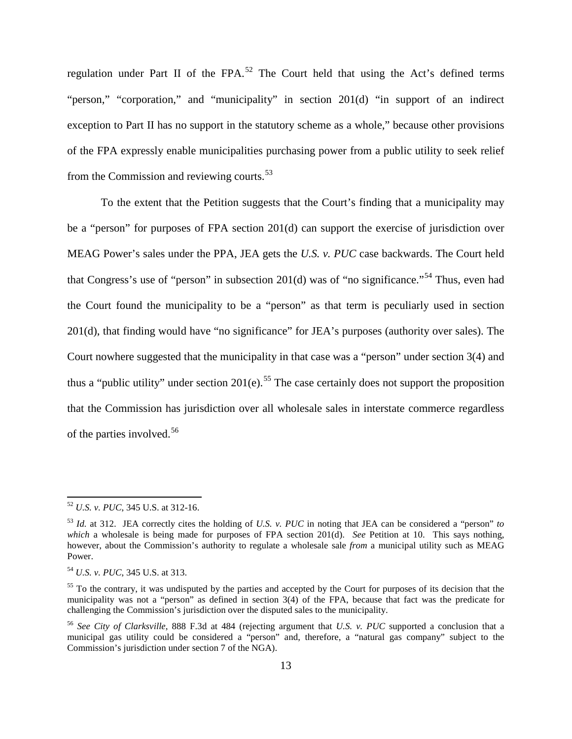regulation under Part II of the FPA.[52] The Court held that using the Act's defined terms "person," "corporation," and "municipality" in section 201(d) "in support of an indirect exception to Part II has no support in the statutory scheme as a whole," because other provisions of the FPA expressly enable municipalities purchasing power from a public utility to seek relief from the Commission and reviewing courts.[53]

To the extent that the Petition suggests that the Court's finding that a municipality may be a "person" for purposes of FPA section 201(d) can support the exercise of jurisdiction over MEAG Power's sales under the PPA, JEA gets the *U.S. v. PUC* case backwards. The Court held that Congress's use of "person" in subsection 201(d) was of "no significance."[54] Thus, even had the Court found the municipality to be a "person" as that term is peculiarly used in section 201(d), that finding would have "no significance" for JEA's purposes (authority over sales). The Court nowhere suggested that the municipality in that case was a "person" under section 3(4) and thus a "public utility" under section 201(e).[55] The case certainly does not support the proposition that the Commission has jurisdiction over all wholesale sales in interstate commerce regardless of the parties involved.[56]

---

[52] *U.S. v. PUC*, 345 U.S. at 312-16.

[53] *Id.* at 312. JEA correctly cites the holding of *U.S. v. PUC* in noting that JEA can be considered a "person" *to which* a wholesale is being made for purposes of FPA section 201(d). *See* Petition at 10. This says nothing, however, about the Commission's authority to regulate a wholesale sale *from* a municipal utility such as MEAG Power.

[54] *U.S. v. PUC*, 345 U.S. at 313.

[55] To the contrary, it was undisputed by the parties and accepted by the Court for purposes of its decision that the municipality was not a "person" as defined in section 3(4) of the FPA, because that fact was the predicate for challenging the Commission's jurisdiction over the disputed sales to the municipality.

[56] *See City of Clarksville*, 888 F.3d at 484 (rejecting argument that *U.S. v. PUC* supported a conclusion that a municipal gas utility could be considered a "person" and, therefore, a "natural gas company" subject to the Commission's jurisdiction under section 7 of the NGA).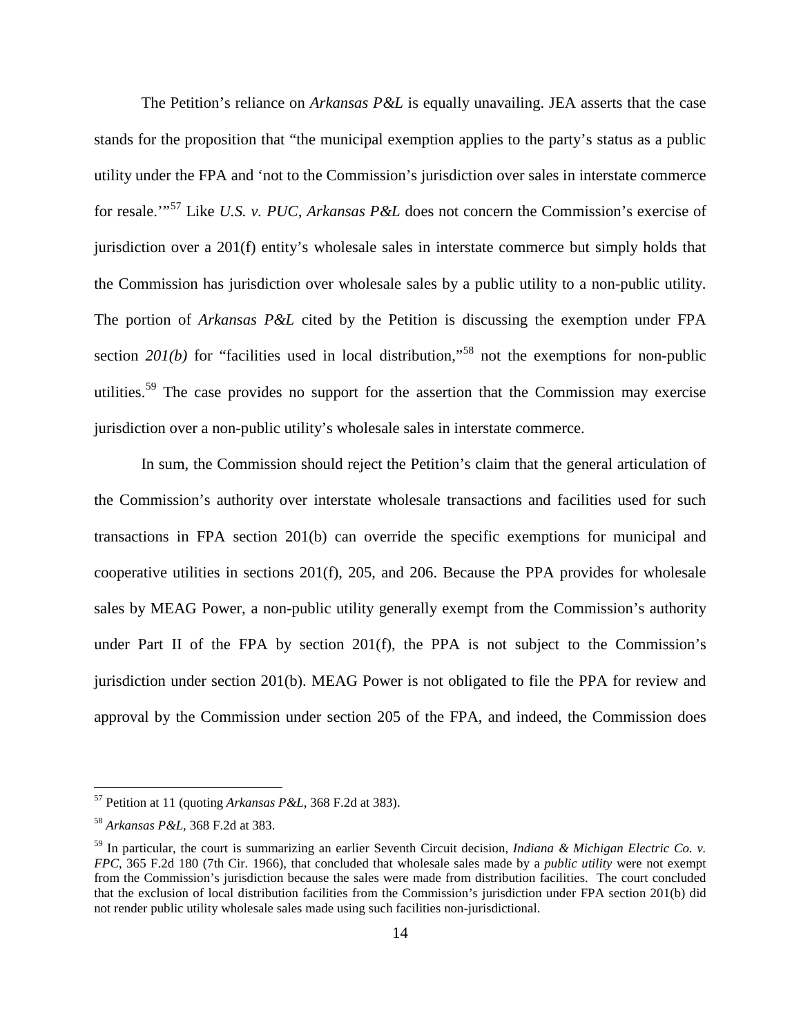The Petition's reliance on *Arkansas P&L* is equally unavailing. JEA asserts that the case stands for the proposition that "the municipal exemption applies to the party's status as a public utility under the FPA and 'not to the Commission's jurisdiction over sales in interstate commerce for resale.'"[57] Like *U.S. v. PUC*, *Arkansas P&L* does not concern the Commission's exercise of jurisdiction over a 201(f) entity's wholesale sales in interstate commerce but simply holds that the Commission has jurisdiction over wholesale sales by a public utility to a non-public utility. The portion of *Arkansas P&L* cited by the Petition is discussing the exemption under FPA section *201(b)* for "facilities used in local distribution,"[58] not the exemptions for non-public utilities.[59] The case provides no support for the assertion that the Commission may exercise jurisdiction over a non-public utility's wholesale sales in interstate commerce.

In sum, the Commission should reject the Petition's claim that the general articulation of the Commission's authority over interstate wholesale transactions and facilities used for such transactions in FPA section 201(b) can override the specific exemptions for municipal and cooperative utilities in sections 201(f), 205, and 206. Because the PPA provides for wholesale sales by MEAG Power, a non-public utility generally exempt from the Commission's authority under Part II of the FPA by section 201(f), the PPA is not subject to the Commission's jurisdiction under section 201(b). MEAG Power is not obligated to file the PPA for review and approval by the Commission under section 205 of the FPA, and indeed, the Commission does

---

[57] Petition at 11 (quoting *Arkansas P&L*, 368 F.2d at 383).

[58] *Arkansas P&L*, 368 F.2d at 383.

[59] In particular, the court is summarizing an earlier Seventh Circuit decision, *Indiana & Michigan Electric Co. v. FPC*, 365 F.2d 180 (7th Cir. 1966), that concluded that wholesale sales made by a *public utility* were not exempt from the Commission's jurisdiction because the sales were made from distribution facilities. The court concluded that the exclusion of local distribution facilities from the Commission's jurisdiction under FPA section 201(b) did not render public utility wholesale sales made using such facilities non-jurisdictional.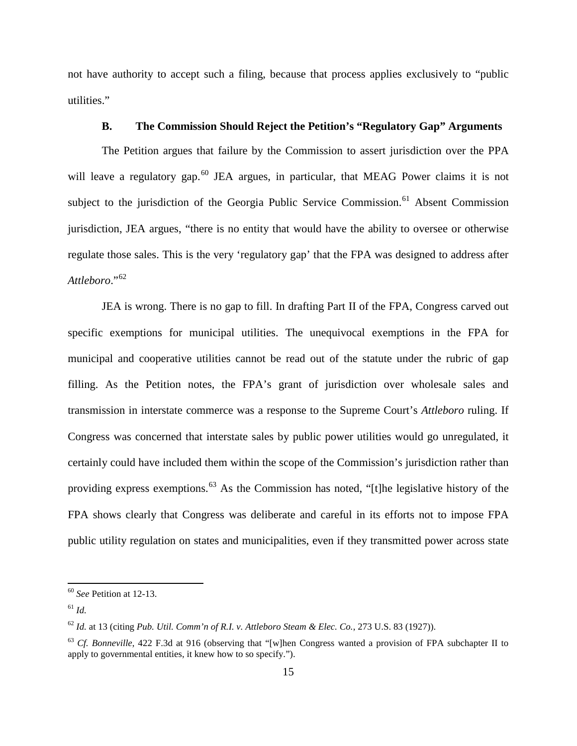not have authority to accept such a filing, because that process applies exclusively to "public utilities."

### B. The Commission Should Reject the Petition's "Regulatory Gap" Arguments

The Petition argues that failure by the Commission to assert jurisdiction over the PPA will leave a regulatory gap.[60] JEA argues, in particular, that MEAG Power claims it is not subject to the jurisdiction of the Georgia Public Service Commission.[61] Absent Commission jurisdiction, JEA argues, "there is no entity that would have the ability to oversee or otherwise regulate those sales. This is the very 'regulatory gap' that the FPA was designed to address after *Attleboro*."[62]

JEA is wrong. There is no gap to fill. In drafting Part II of the FPA, Congress carved out specific exemptions for municipal utilities. The unequivocal exemptions in the FPA for municipal and cooperative utilities cannot be read out of the statute under the rubric of gap filling. As the Petition notes, the FPA's grant of jurisdiction over wholesale sales and transmission in interstate commerce was a response to the Supreme Court's *Attleboro* ruling. If Congress was concerned that interstate sales by public power utilities would go unregulated, it certainly could have included them within the scope of the Commission's jurisdiction rather than providing express exemptions.[63] As the Commission has noted, "[t]he legislative history of the FPA shows clearly that Congress was deliberate and careful in its efforts not to impose FPA public utility regulation on states and municipalities, even if they transmitted power across state

---

[60] *See* Petition at 12-13.

[61] *Id.*

[62] *Id.* at 13 (citing *Pub. Util. Comm'n of R.I. v. Attleboro Steam & Elec. Co.*, 273 U.S. 83 (1927)).

[63] *Cf. Bonneville*, 422 F.3d at 916 (observing that "[w]hen Congress wanted a provision of FPA subchapter II to apply to governmental entities, it knew how to so specify.").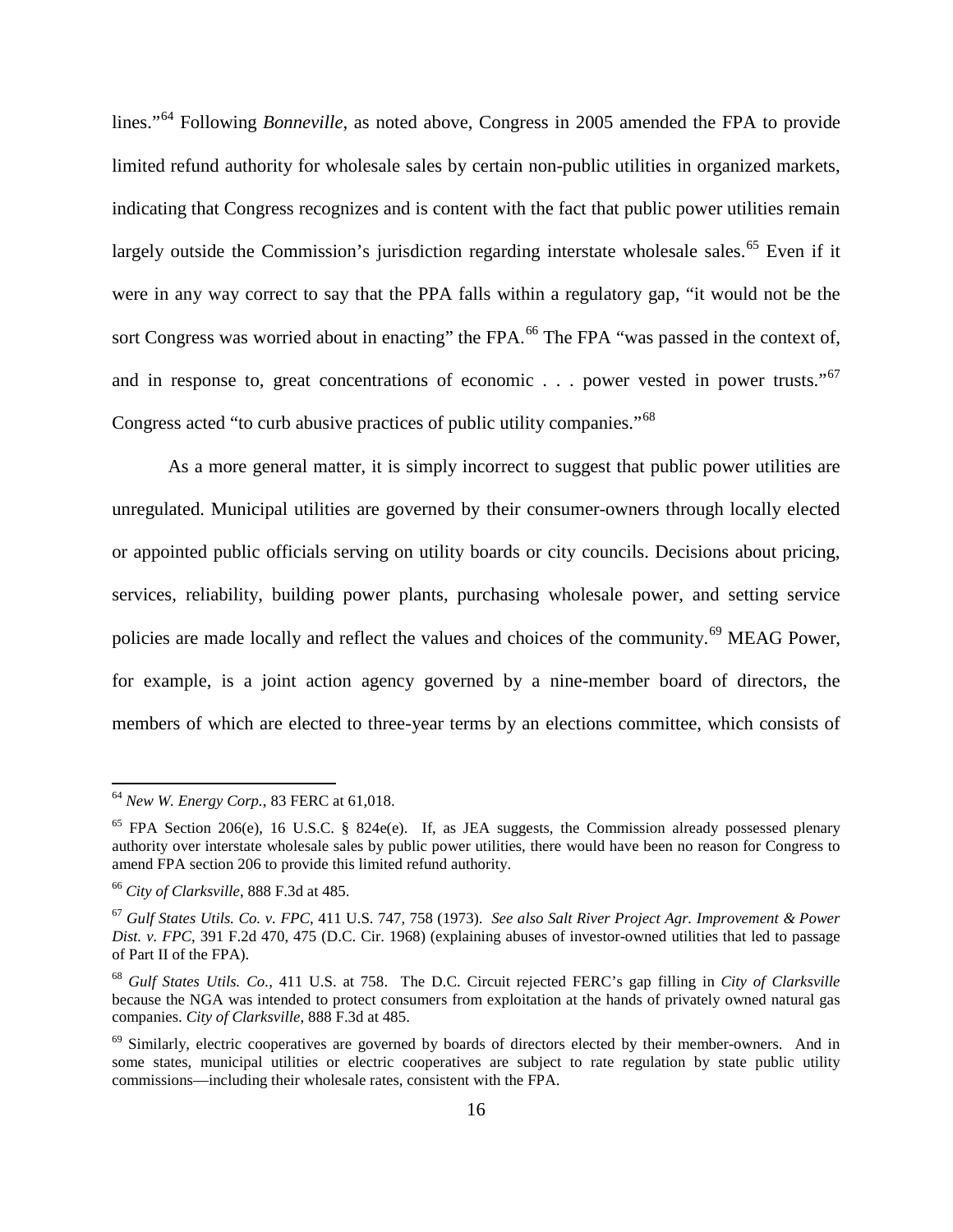lines."[64] Following *Bonneville*, as noted above, Congress in 2005 amended the FPA to provide limited refund authority for wholesale sales by certain non-public utilities in organized markets, indicating that Congress recognizes and is content with the fact that public power utilities remain largely outside the Commission's jurisdiction regarding interstate wholesale sales.[65] Even if it were in any way correct to say that the PPA falls within a regulatory gap, "it would not be the sort Congress was worried about in enacting" the FPA.[66] The FPA "was passed in the context of, and in response to, great concentrations of economic . . . power vested in power trusts."[67] Congress acted "to curb abusive practices of public utility companies."[68]

As a more general matter, it is simply incorrect to suggest that public power utilities are unregulated. Municipal utilities are governed by their consumer-owners through locally elected or appointed public officials serving on utility boards or city councils. Decisions about pricing, services, reliability, building power plants, purchasing wholesale power, and setting service policies are made locally and reflect the values and choices of the community.[69] MEAG Power, for example, is a joint action agency governed by a nine-member board of directors, the members of which are elected to three-year terms by an elections committee, which consists of

---

[64] *New W. Energy Corp.*, 83 FERC at 61,018.

[65] FPA Section 206(e), 16 U.S.C. § 824e(e). If, as JEA suggests, the Commission already possessed plenary authority over interstate wholesale sales by public power utilities, there would have been no reason for Congress to amend FPA section 206 to provide this limited refund authority.

[66] *City of Clarksville*, 888 F.3d at 485.

[67] *Gulf States Utils. Co. v. FPC*, 411 U.S. 747, 758 (1973). *See also Salt River Project Agr. Improvement & Power Dist. v. FPC*, 391 F.2d 470, 475 (D.C. Cir. 1968) (explaining abuses of investor-owned utilities that led to passage of Part II of the FPA).

[68] *Gulf States Utils. Co.*, 411 U.S. at 758. The D.C. Circuit rejected FERC's gap filling in *City of Clarksville* because the NGA was intended to protect consumers from exploitation at the hands of privately owned natural gas companies. *City of Clarksville*, 888 F.3d at 485.

[69] Similarly, electric cooperatives are governed by boards of directors elected by their member-owners. And in some states, municipal utilities or electric cooperatives are subject to rate regulation by state public utility commissions—including their wholesale rates, consistent with the FPA.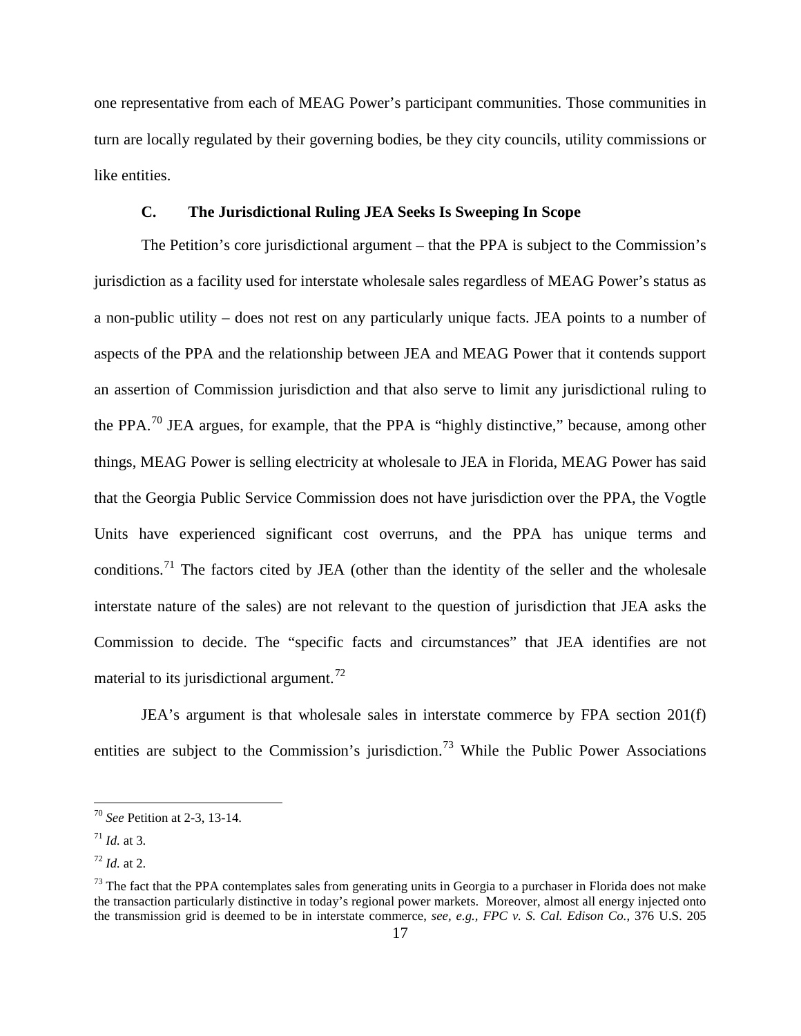one representative from each of MEAG Power's participant communities. Those communities in turn are locally regulated by their governing bodies, be they city councils, utility commissions or like entities.

### C. The Jurisdictional Ruling JEA Seeks Is Sweeping In Scope

The Petition's core jurisdictional argument – that the PPA is subject to the Commission's jurisdiction as a facility used for interstate wholesale sales regardless of MEAG Power's status as a non-public utility – does not rest on any particularly unique facts. JEA points to a number of aspects of the PPA and the relationship between JEA and MEAG Power that it contends support an assertion of Commission jurisdiction and that also serve to limit any jurisdictional ruling to the PPA.[70] JEA argues, for example, that the PPA is "highly distinctive," because, among other things, MEAG Power is selling electricity at wholesale to JEA in Florida, MEAG Power has said that the Georgia Public Service Commission does not have jurisdiction over the PPA, the Vogtle Units have experienced significant cost overruns, and the PPA has unique terms and conditions.[71] The factors cited by JEA (other than the identity of the seller and the wholesale interstate nature of the sales) are not relevant to the question of jurisdiction that JEA asks the Commission to decide. The "specific facts and circumstances" that JEA identifies are not material to its jurisdictional argument.[72]

JEA's argument is that wholesale sales in interstate commerce by FPA section 201(f) entities are subject to the Commission's jurisdiction.[73] While the Public Power Associations

---

[70] *See* Petition at 2-3, 13-14.

[71] *Id.* at 3.

[72] *Id.* at 2.

[73] The fact that the PPA contemplates sales from generating units in Georgia to a purchaser in Florida does not make the transaction particularly distinctive in today's regional power markets. Moreover, almost all energy injected onto the transmission grid is deemed to be in interstate commerce, *see, e.g., FPC v. S. Cal. Edison Co.*, 376 U.S. 205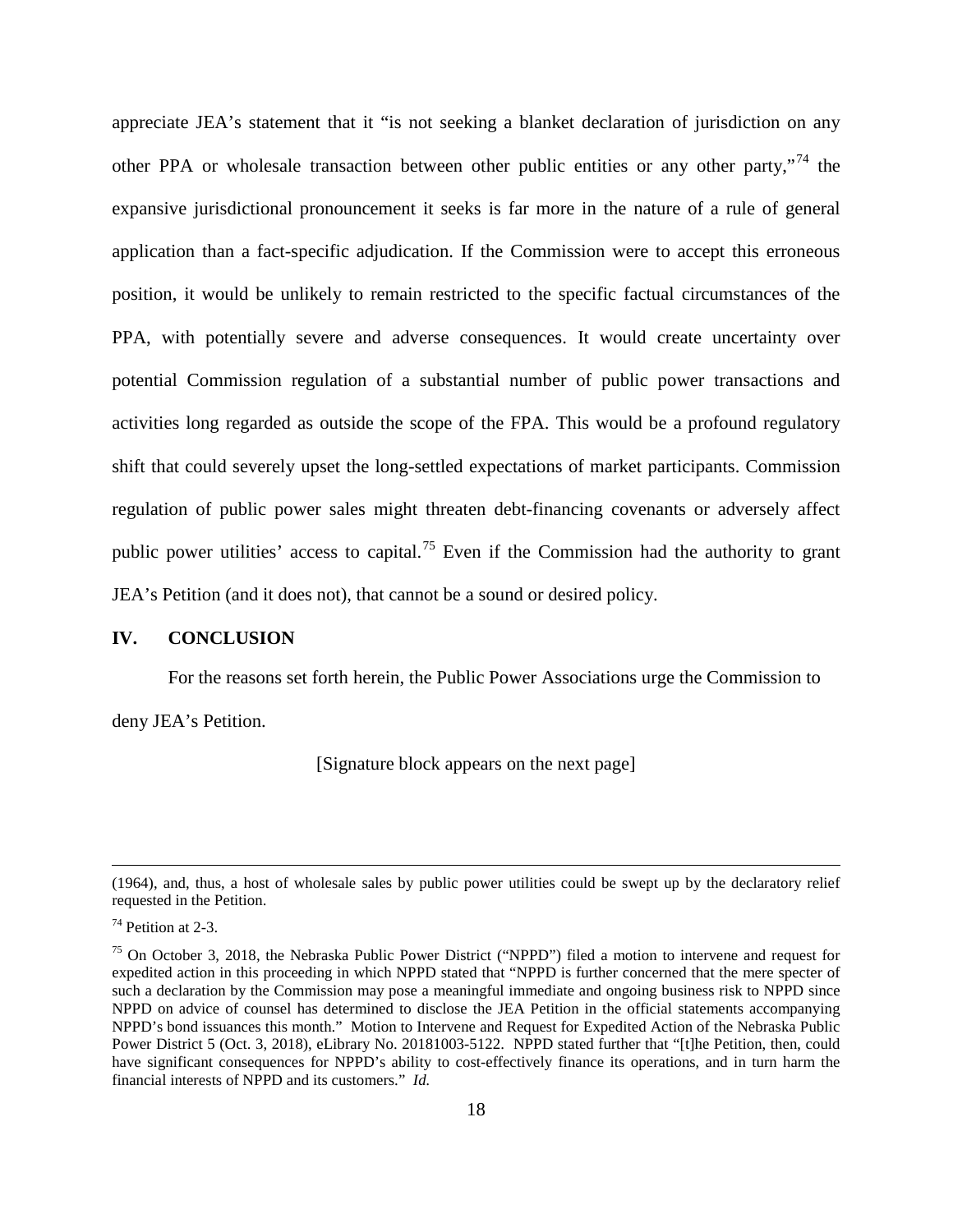appreciate JEA's statement that it "is not seeking a blanket declaration of jurisdiction on any other PPA or wholesale transaction between other public entities or any other party,"[74] the expansive jurisdictional pronouncement it seeks is far more in the nature of a rule of general application than a fact-specific adjudication. If the Commission were to accept this erroneous position, it would be unlikely to remain restricted to the specific factual circumstances of the PPA, with potentially severe and adverse consequences. It would create uncertainty over potential Commission regulation of a substantial number of public power transactions and activities long regarded as outside the scope of the FPA. This would be a profound regulatory shift that could severely upset the long-settled expectations of market participants. Commission regulation of public power sales might threaten debt-financing covenants or adversely affect public power utilities' access to capital.[75] Even if the Commission had the authority to grant JEA's Petition (and it does not), that cannot be a sound or desired policy.

## IV. CONCLUSION

For the reasons set forth herein, the Public Power Associations urge the Commission to deny JEA's Petition.

[Signature block appears on the next page]

---

(1964), and, thus, a host of wholesale sales by public power utilities could be swept up by the declaratory relief requested in the Petition.

[74] Petition at 2-3.

[75] On October 3, 2018, the Nebraska Public Power District ("NPPD") filed a motion to intervene and request for expedited action in this proceeding in which NPPD stated that "NPPD is further concerned that the mere specter of such a declaration by the Commission may pose a meaningful immediate and ongoing business risk to NPPD since NPPD on advice of counsel has determined to disclose the JEA Petition in the official statements accompanying NPPD's bond issuances this month." Motion to Intervene and Request for Expedited Action of the Nebraska Public Power District 5 (Oct. 3, 2018), eLibrary No. 20181003-5122. NPPD stated further that "[t]he Petition, then, could have significant consequences for NPPD's ability to cost-effectively finance its operations, and in turn harm the financial interests of NPPD and its customers." *Id.*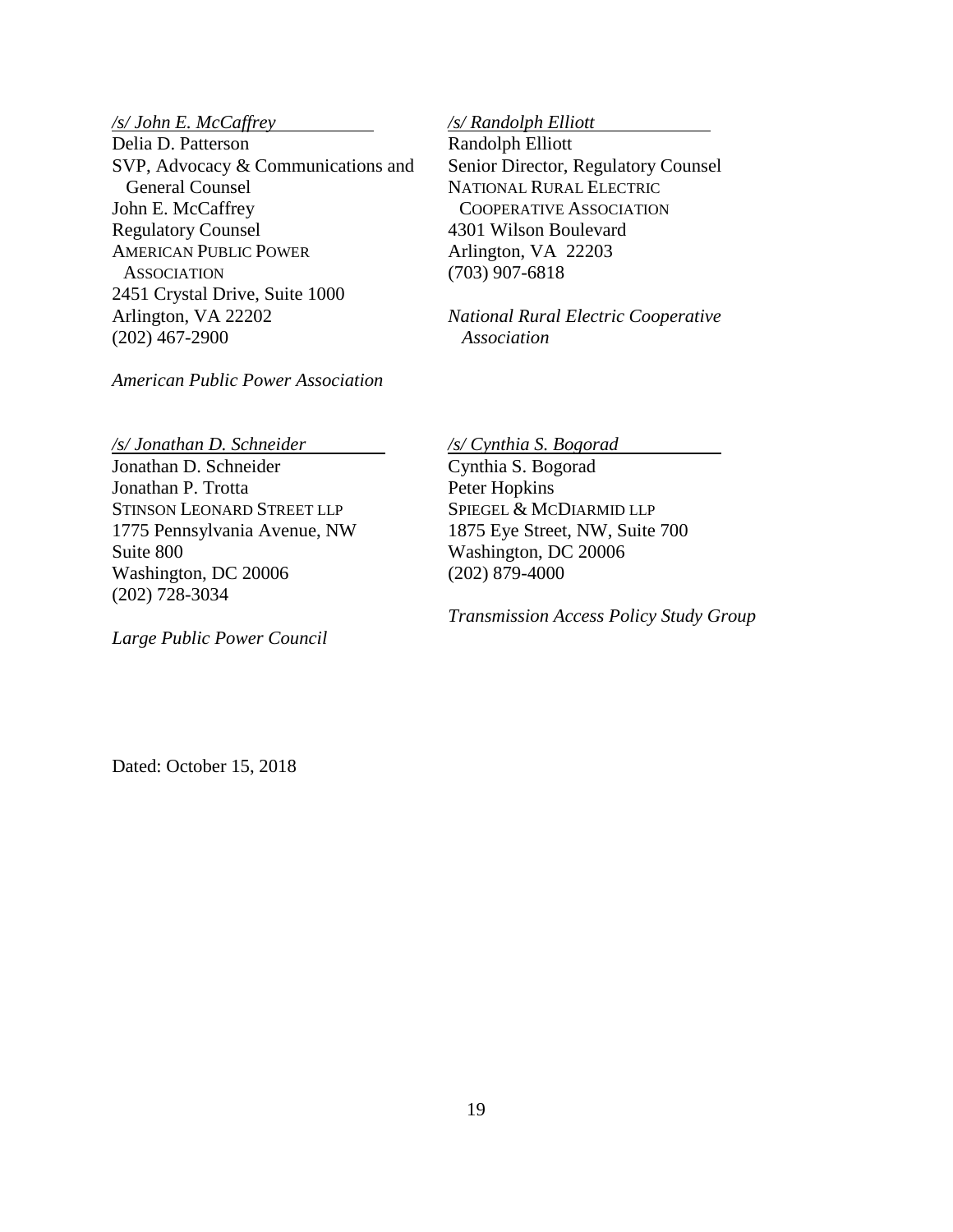*/s/ John E. McCaffrey*
Delia D. Patterson
SVP, Advocacy & Communications and General Counsel
John E. McCaffrey
Regulatory Counsel
AMERICAN PUBLIC POWER ASSOCIATION
2451 Crystal Drive, Suite 1000
Arlington, VA 22202
(202) 467-2900

*American Public Power Association*

*/s/ Randolph Elliott*
Randolph Elliott
Senior Director, Regulatory Counsel
NATIONAL RURAL ELECTRIC COOPERATIVE ASSOCIATION
4301 Wilson Boulevard
Arlington, VA 22203
(703) 907-6818

*National Rural Electric Cooperative Association*

*/s/ Jonathan D. Schneider*
Jonathan D. Schneider
Jonathan P. Trotta
STINSON LEONARD STREET LLP
1775 Pennsylvania Avenue, NW
Suite 800
Washington, DC 20006
(202) 728-3034

*Large Public Power Council*

*/s/ Cynthia S. Bogorad*
Cynthia S. Bogorad
Peter Hopkins
SPIEGEL & MCDIARMID LLP
1875 Eye Street, NW, Suite 700
Washington, DC 20006
(202) 879-4000

*Transmission Access Policy Study Group*

Dated: October 15, 2018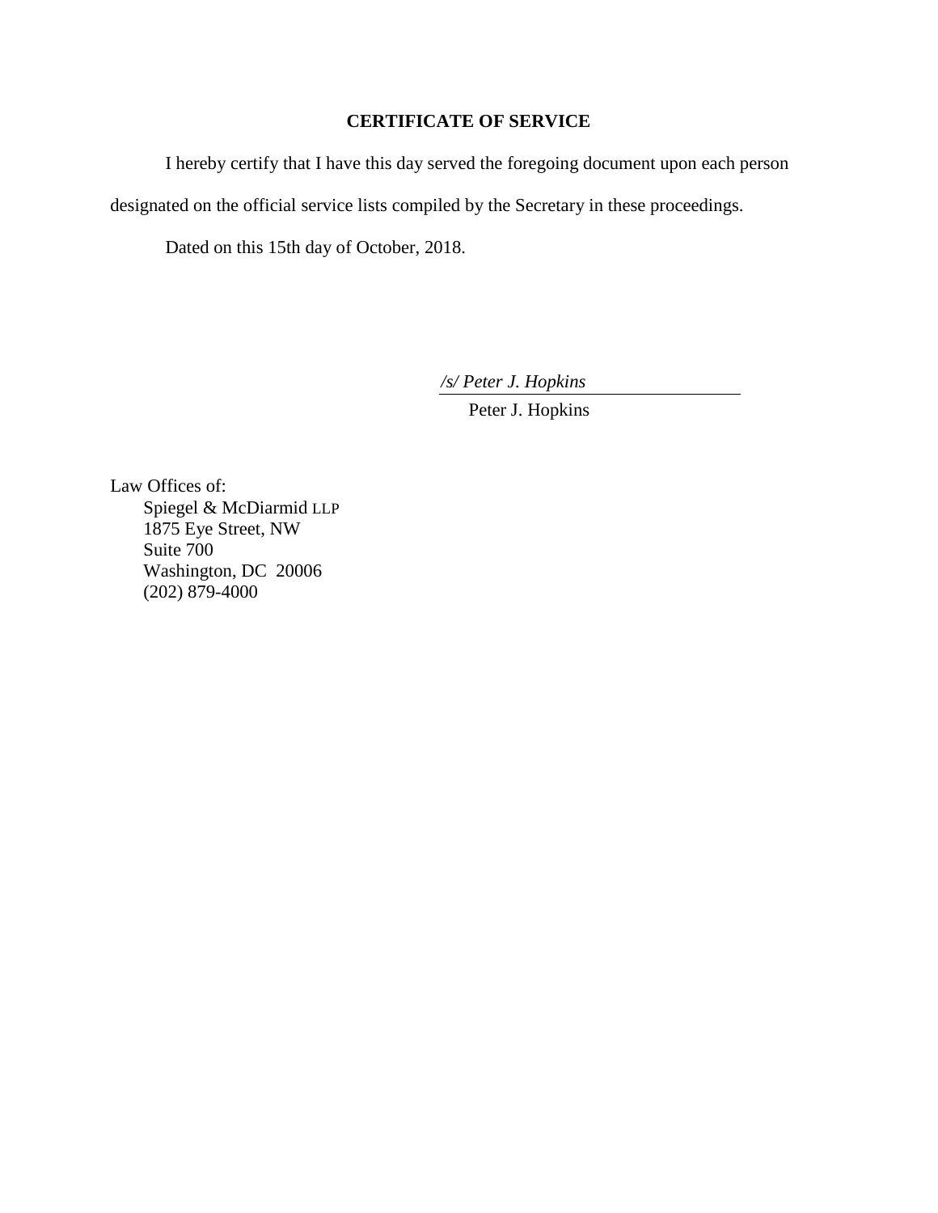## CERTIFICATE OF SERVICE

I hereby certify that I have this day served the foregoing document upon each person designated on the official service lists compiled by the Secretary in these proceedings.

Dated on this 15th day of October, 2018.

*/s/ Peter J. Hopkins*
Peter J. Hopkins

Law Offices of:
Spiegel & McDiarmid LLP
1875 Eye Street, NW
Suite 700
Washington, DC 20006
(202) 879-4000